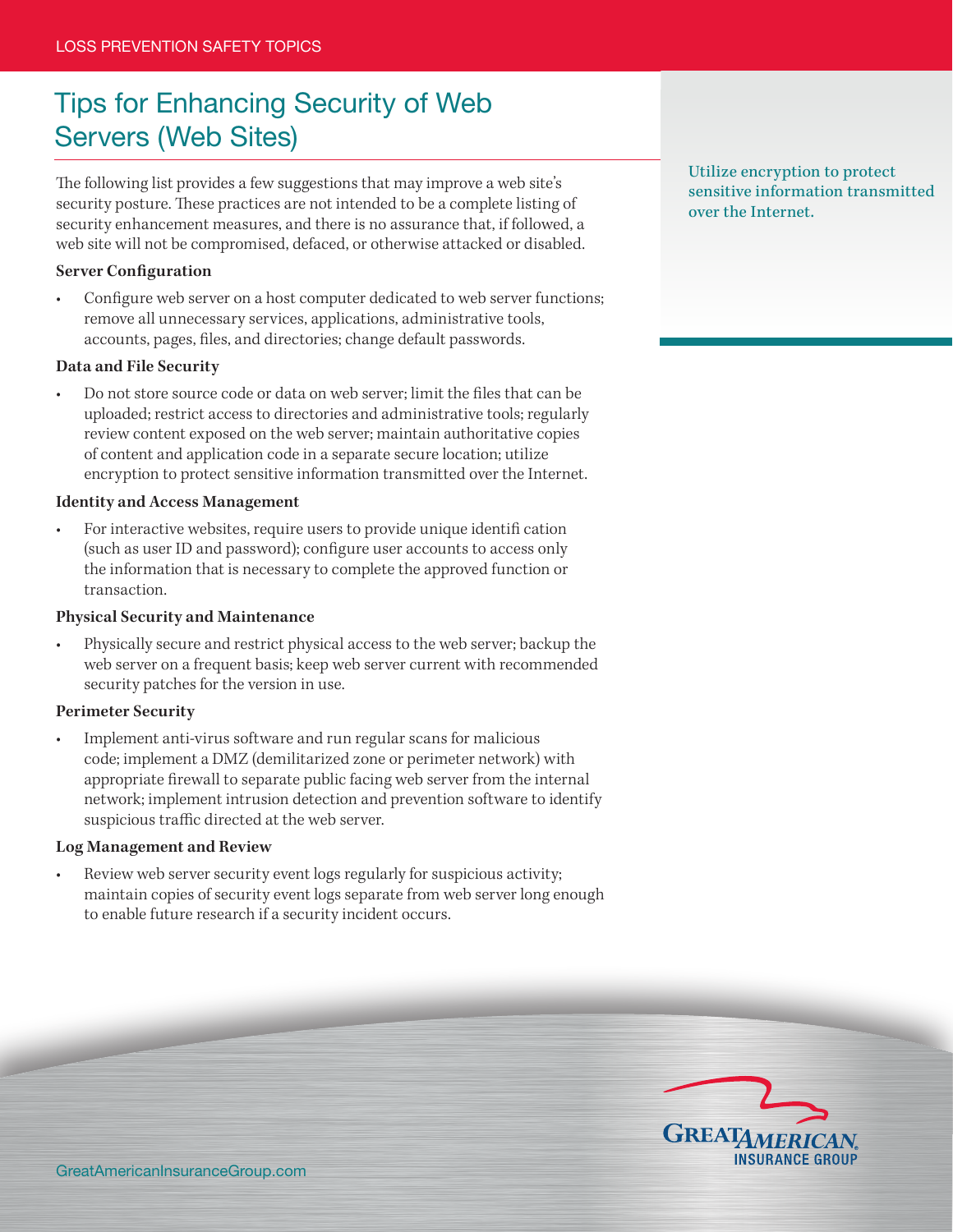LOSS PREVENTION SAFETY TOPICS

# Tips for Enhancing Security of Web Servers (Web Sites)

The following list provides a few suggestions that may improve a web site's security posture. These practices are not intended to be a complete listing of security enhancement measures, and there is no assurance that, if followed, a web site will not be compromised, defaced, or otherwise attacked or disabled.

> Utilize encryption to protect sensitive information transmitted over the Internet.

**Server Configuration**

- Configure web server on a host computer dedicated to web server functions; remove all unnecessary services, applications, administrative tools, accounts, pages, files, and directories; change default passwords.

**Data and File Security**

- Do not store source code or data on web server; limit the files that can be uploaded; restrict access to directories and administrative tools; regularly review content exposed on the web server; maintain authoritative copies of content and application code in a separate secure location; utilize encryption to protect sensitive information transmitted over the Internet.

**Identity and Access Management**

- For interactive websites, require users to provide unique identifi cation (such as user ID and password); configure user accounts to access only the information that is necessary to complete the approved function or transaction.

**Physical Security and Maintenance**

- Physically secure and restrict physical access to the web server; backup the web server on a frequent basis; keep web server current with recommended security patches for the version in use.

**Perimeter Security**

- Implement anti-virus software and run regular scans for malicious code; implement a DMZ (demilitarized zone or perimeter network) with appropriate firewall to separate public facing web server from the internal network; implement intrusion detection and prevention software to identify suspicious traffic directed at the web server.

**Log Management and Review**

- Review web server security event logs regularly for suspicious activity; maintain copies of security event logs separate from web server long enough to enable future research if a security incident occurs.

GreatAmericanInsuranceGroup.com

GREAT AMERICAN INSURANCE GROUP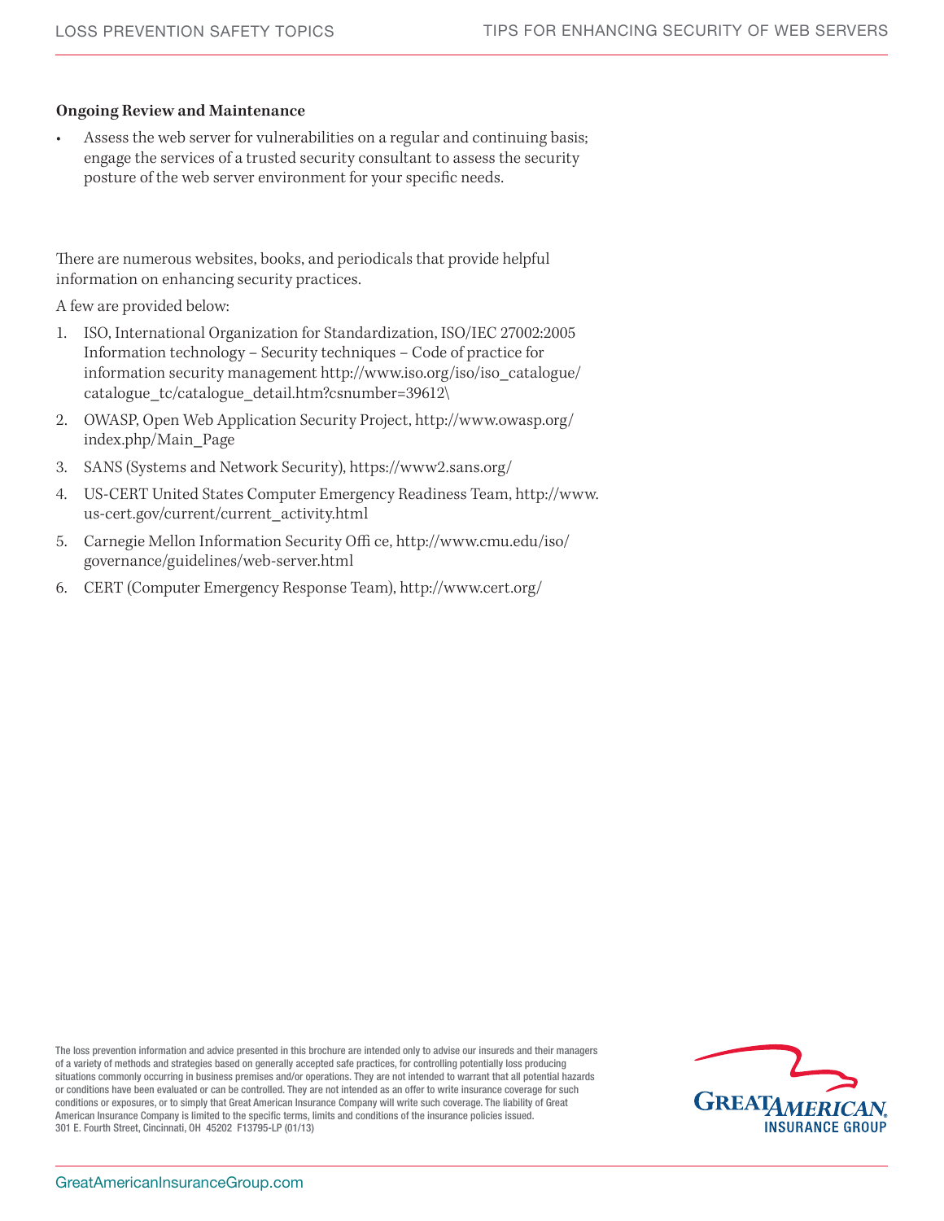**Ongoing Review and Maintenance**

- Assess the web server for vulnerabilities on a regular and continuing basis; engage the services of a trusted security consultant to assess the security posture of the web server environment for your specific needs.

There are numerous websites, books, and periodicals that provide helpful information on enhancing security practices.

A few are provided below:

1. ISO, International Organization for Standardization, ISO/IEC 27002:2005 Information technology – Security techniques – Code of practice for information security management http://www.iso.org/iso/iso_catalogue/catalogue_tc/catalogue_detail.htm?csnumber=39612\
2. OWASP, Open Web Application Security Project, http://www.owasp.org/index.php/Main_Page
3. SANS (Systems and Network Security), https://www2.sans.org/
4. US-CERT United States Computer Emergency Readiness Team, http://www.us-cert.gov/current/current_activity.html
5. Carnegie Mellon Information Security Office, http://www.cmu.edu/iso/governance/guidelines/web-server.html
6. CERT (Computer Emergency Response Team), http://www.cert.org/

The loss prevention information and advice presented in this brochure are intended only to advise our insureds and their managers of a variety of methods and strategies based on generally accepted safe practices, for controlling potentially loss producing situations commonly occurring in business premises and/or operations. They are not intended to warrant that all potential hazards or conditions have been evaluated or can be controlled. They are not intended as an offer to write insurance coverage for such conditions or exposures, or to simply that Great American Insurance Company will write such coverage. The liability of Great American Insurance Company is limited to the specific terms, limits and conditions of the insurance policies issued.
301 E. Fourth Street, Cincinnati, OH 45202 F13795-LP (01/13)

GREAT AMERICAN INSURANCE GROUP

GreatAmericanInsuranceGroup.com